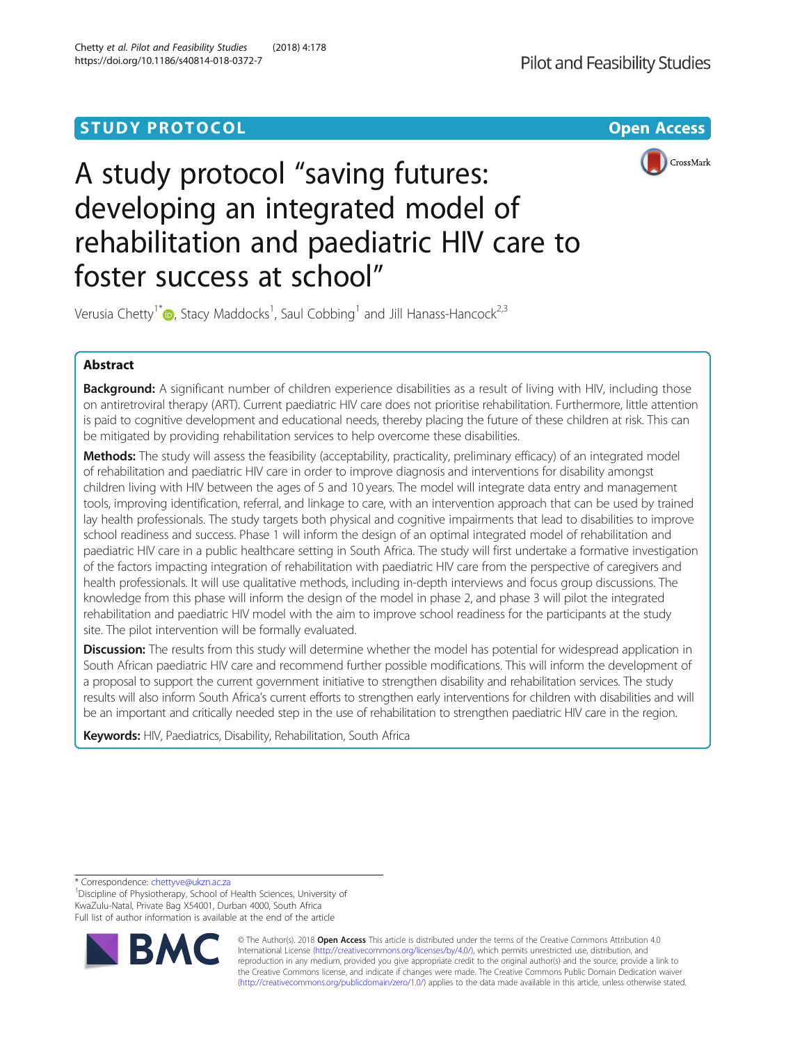STUDY PROTOCOL

Open Access

# A study protocol "saving futures: developing an integrated model of rehabilitation and paediatric HIV care to foster success at school"

Verusia Chetty[1*], Stacy Maddocks[1], Saul Cobbing[1] and Jill Hanass-Hancock[2,3]

## Abstract

**Background:** A significant number of children experience disabilities as a result of living with HIV, including those on antiretroviral therapy (ART). Current paediatric HIV care does not prioritise rehabilitation. Furthermore, little attention is paid to cognitive development and educational needs, thereby placing the future of these children at risk. This can be mitigated by providing rehabilitation services to help overcome these disabilities.

**Methods:** The study will assess the feasibility (acceptability, practicality, preliminary efficacy) of an integrated model of rehabilitation and paediatric HIV care in order to improve diagnosis and interventions for disability amongst children living with HIV between the ages of 5 and 10 years. The model will integrate data entry and management tools, improving identification, referral, and linkage to care, with an intervention approach that can be used by trained lay health professionals. The study targets both physical and cognitive impairments that lead to disabilities to improve school readiness and success. Phase 1 will inform the design of an optimal integrated model of rehabilitation and paediatric HIV care in a public healthcare setting in South Africa. The study will first undertake a formative investigation of the factors impacting integration of rehabilitation with paediatric HIV care from the perspective of caregivers and health professionals. It will use qualitative methods, including in-depth interviews and focus group discussions. The knowledge from this phase will inform the design of the model in phase 2, and phase 3 will pilot the integrated rehabilitation and paediatric HIV model with the aim to improve school readiness for the participants at the study site. The pilot intervention will be formally evaluated.

**Discussion:** The results from this study will determine whether the model has potential for widespread application in South African paediatric HIV care and recommend further possible modifications. This will inform the development of a proposal to support the current government initiative to strengthen disability and rehabilitation services. The study results will also inform South Africa's current efforts to strengthen early interventions for children with disabilities and will be an important and critically needed step in the use of rehabilitation to strengthen paediatric HIV care in the region.

**Keywords:** HIV, Paediatrics, Disability, Rehabilitation, South Africa

---

\* Correspondence: chettyve@ukzn.ac.za

[1]Discipline of Physiotherapy, School of Health Sciences, University of KwaZulu-Natal, Private Bag X54001, Durban 4000, South Africa

Full list of author information is available at the end of the article

© The Author(s). 2018 **Open Access** This article is distributed under the terms of the Creative Commons Attribution 4.0 International License (http://creativecommons.org/licenses/by/4.0/), which permits unrestricted use, distribution, and reproduction in any medium, provided you give appropriate credit to the original author(s) and the source, provide a link to the Creative Commons license, and indicate if changes were made. The Creative Commons Public Domain Dedication waiver (http://creativecommons.org/publicdomain/zero/1.0/) applies to the data made available in this article, unless otherwise stated.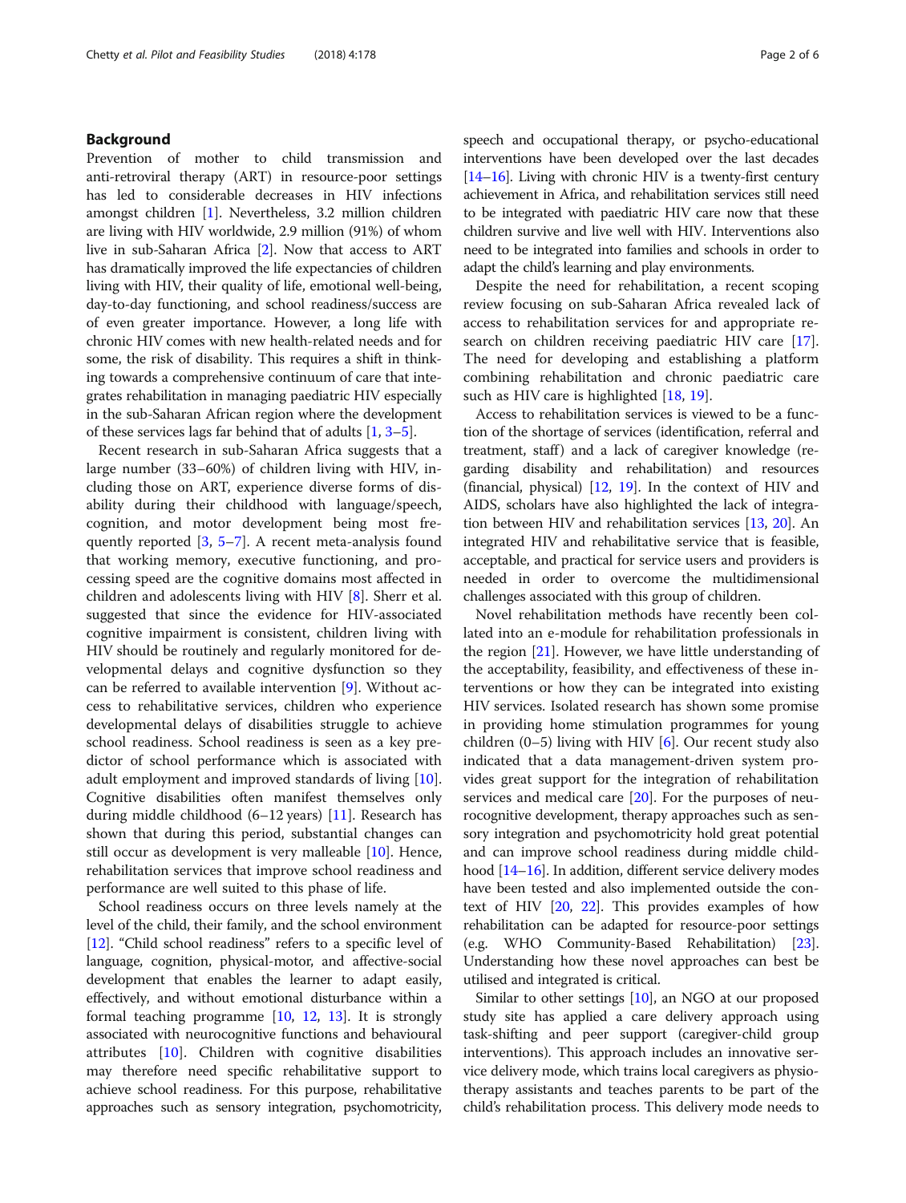## Background

Prevention of mother to child transmission and anti-retroviral therapy (ART) in resource-poor settings has led to considerable decreases in HIV infections amongst children [1]. Nevertheless, 3.2 million children are living with HIV worldwide, 2.9 million (91%) of whom live in sub-Saharan Africa [2]. Now that access to ART has dramatically improved the life expectancies of children living with HIV, their quality of life, emotional well-being, day-to-day functioning, and school readiness/success are of even greater importance. However, a long life with chronic HIV comes with new health-related needs and for some, the risk of disability. This requires a shift in thinking towards a comprehensive continuum of care that integrates rehabilitation in managing paediatric HIV especially in the sub-Saharan African region where the development of these services lags far behind that of adults [1, 3–5].

Recent research in sub-Saharan Africa suggests that a large number (33–60%) of children living with HIV, including those on ART, experience diverse forms of disability during their childhood with language/speech, cognition, and motor development being most frequently reported [3, 5–7]. A recent meta-analysis found that working memory, executive functioning, and processing speed are the cognitive domains most affected in children and adolescents living with HIV [8]. Sherr et al. suggested that since the evidence for HIV-associated cognitive impairment is consistent, children living with HIV should be routinely and regularly monitored for developmental delays and cognitive dysfunction so they can be referred to available intervention [9]. Without access to rehabilitative services, children who experience developmental delays of disabilities struggle to achieve school readiness. School readiness is seen as a key predictor of school performance which is associated with adult employment and improved standards of living [10]. Cognitive disabilities often manifest themselves only during middle childhood (6–12 years) [11]. Research has shown that during this period, substantial changes can still occur as development is very malleable [10]. Hence, rehabilitation services that improve school readiness and performance are well suited to this phase of life.

School readiness occurs on three levels namely at the level of the child, their family, and the school environment [12]. "Child school readiness" refers to a specific level of language, cognition, physical-motor, and affective-social development that enables the learner to adapt easily, effectively, and without emotional disturbance within a formal teaching programme [10, 12, 13]. It is strongly associated with neurocognitive functions and behavioural attributes [10]. Children with cognitive disabilities may therefore need specific rehabilitative support to achieve school readiness. For this purpose, rehabilitative approaches such as sensory integration, psychomotricity, speech and occupational therapy, or psycho-educational interventions have been developed over the last decades [14–16]. Living with chronic HIV is a twenty-first century achievement in Africa, and rehabilitation services still need to be integrated with paediatric HIV care now that these children survive and live well with HIV. Interventions also need to be integrated into families and schools in order to adapt the child's learning and play environments.

Despite the need for rehabilitation, a recent scoping review focusing on sub-Saharan Africa revealed lack of access to rehabilitation services for and appropriate research on children receiving paediatric HIV care [17]. The need for developing and establishing a platform combining rehabilitation and chronic paediatric care such as HIV care is highlighted [18, 19].

Access to rehabilitation services is viewed to be a function of the shortage of services (identification, referral and treatment, staff) and a lack of caregiver knowledge (regarding disability and rehabilitation) and resources (financial, physical) [12, 19]. In the context of HIV and AIDS, scholars have also highlighted the lack of integration between HIV and rehabilitation services [13, 20]. An integrated HIV and rehabilitative service that is feasible, acceptable, and practical for service users and providers is needed in order to overcome the multidimensional challenges associated with this group of children.

Novel rehabilitation methods have recently been collated into an e-module for rehabilitation professionals in the region [21]. However, we have little understanding of the acceptability, feasibility, and effectiveness of these interventions or how they can be integrated into existing HIV services. Isolated research has shown some promise in providing home stimulation programmes for young children (0–5) living with HIV [6]. Our recent study also indicated that a data management-driven system provides great support for the integration of rehabilitation services and medical care [20]. For the purposes of neurocognitive development, therapy approaches such as sensory integration and psychomotricity hold great potential and can improve school readiness during middle childhood [14–16]. In addition, different service delivery modes have been tested and also implemented outside the context of HIV [20, 22]. This provides examples of how rehabilitation can be adapted for resource-poor settings (e.g. WHO Community-Based Rehabilitation) [23]. Understanding how these novel approaches can best be utilised and integrated is critical.

Similar to other settings [10], an NGO at our proposed study site has applied a care delivery approach using task-shifting and peer support (caregiver-child group interventions). This approach includes an innovative service delivery mode, which trains local caregivers as physiotherapy assistants and teaches parents to be part of the child's rehabilitation process. This delivery mode needs to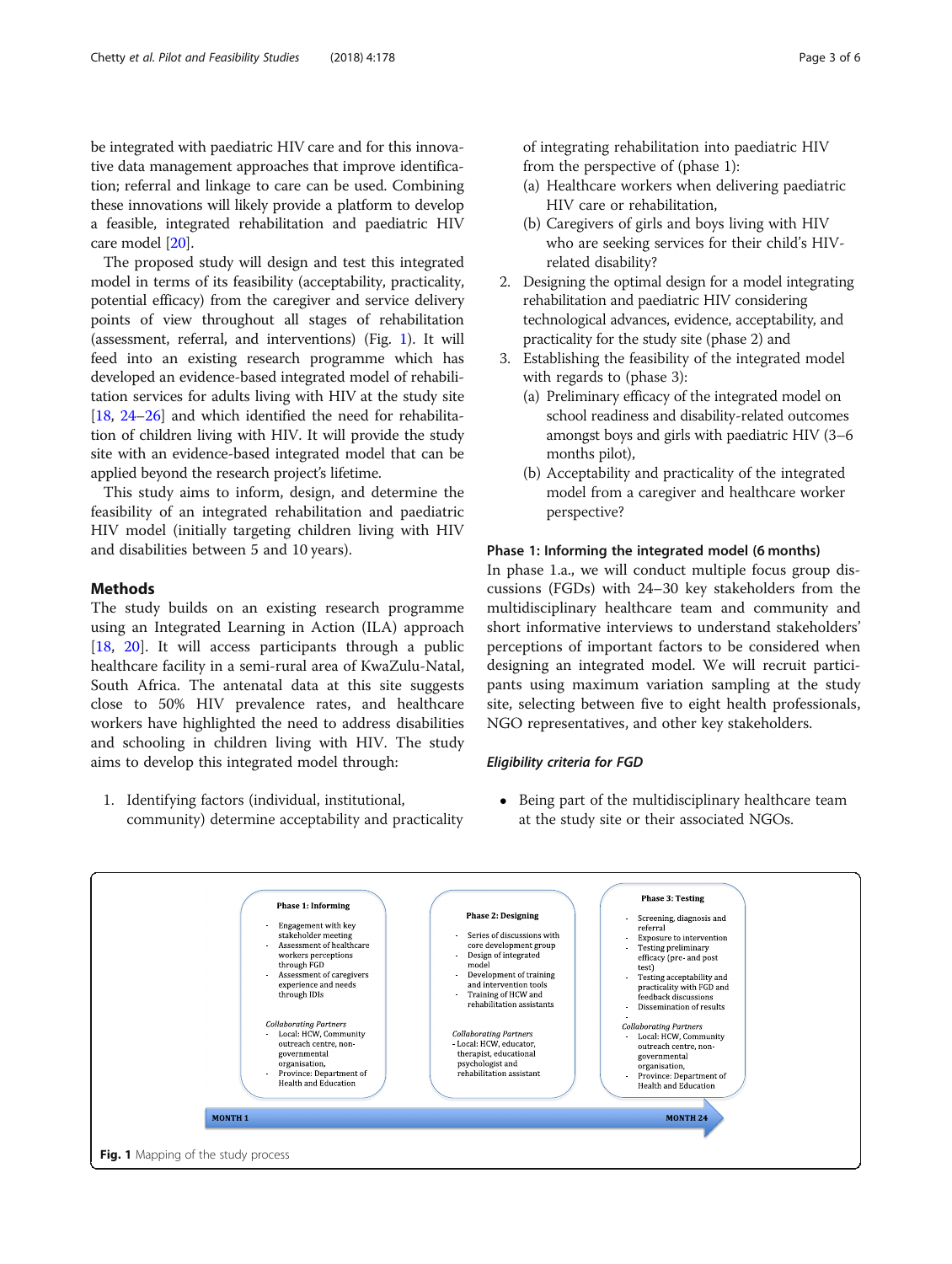be integrated with paediatric HIV care and for this innovative data management approaches that improve identification; referral and linkage to care can be used. Combining these innovations will likely provide a platform to develop a feasible, integrated rehabilitation and paediatric HIV care model [20].

The proposed study will design and test this integrated model in terms of its feasibility (acceptability, practicality, potential efficacy) from the caregiver and service delivery points of view throughout all stages of rehabilitation (assessment, referral, and interventions) (Fig. 1). It will feed into an existing research programme which has developed an evidence-based integrated model of rehabilitation services for adults living with HIV at the study site [18, 24–26] and which identified the need for rehabilitation of children living with HIV. It will provide the study site with an evidence-based integrated model that can be applied beyond the research project's lifetime.

This study aims to inform, design, and determine the feasibility of an integrated rehabilitation and paediatric HIV model (initially targeting children living with HIV and disabilities between 5 and 10 years).

## Methods

The study builds on an existing research programme using an Integrated Learning in Action (ILA) approach [18, 20]. It will access participants through a public healthcare facility in a semi-rural area of KwaZulu-Natal, South Africa. The antenatal data at this site suggests close to 50% HIV prevalence rates, and healthcare workers have highlighted the need to address disabilities and schooling in children living with HIV. The study aims to develop this integrated model through:

1. Identifying factors (individual, institutional, community) determine acceptability and practicality of integrating rehabilitation into paediatric HIV from the perspective of (phase 1):
   (a) Healthcare workers when delivering paediatric HIV care or rehabilitation,
   (b) Caregivers of girls and boys living with HIV who are seeking services for their child's HIV-related disability?
2. Designing the optimal design for a model integrating rehabilitation and paediatric HIV considering technological advances, evidence, acceptability, and practicality for the study site (phase 2) and
3. Establishing the feasibility of the integrated model with regards to (phase 3):
   (a) Preliminary efficacy of the integrated model on school readiness and disability-related outcomes amongst boys and girls with paediatric HIV (3–6 months pilot),
   (b) Acceptability and practicality of the integrated model from a caregiver and healthcare worker perspective?

### Phase 1: Informing the integrated model (6 months)

In phase 1.a., we will conduct multiple focus group discussions (FGDs) with 24–30 key stakeholders from the multidisciplinary healthcare team and community and short informative interviews to understand stakeholders' perceptions of important factors to be considered when designing an integrated model. We will recruit participants using maximum variation sampling at the study site, selecting between five to eight health professionals, NGO representatives, and other key stakeholders.

#### *Eligibility criteria for FGD*

- Being part of the multidisciplinary healthcare team at the study site or their associated NGOs.

| Phase 1: Informing | Phase 2: Designing | Phase 3: Testing |
|---|---|---|
| - Engagement with key stakeholder meeting<br>- Assessment of healthcare workers perceptions through FGD<br>- Assessment of caregivers experience and needs through IDIs | - Series of discussions with core development group<br>- Design of integrated model<br>- Development of training and intervention tools<br>- Training of HCW and rehabilitation assistants | - Screening, diagnosis and referral<br>- Exposure to intervention<br>- Testing preliminary efficacy (pre- and post test)<br>- Testing acceptability and practicality with FGD and feedback discussions<br>- Dissemination of results |
| *Collaborating Partners*<br>- Local: HCW, Community outreach centre, non-governmental organisation,<br>- Province: Department of Health and Education | *Collaborating Partners*<br>- Local: HCW, educator, therapist, educational psychologist and rehabilitation assistant | *Collaborating Partners*<br>- Local: HCW, Community outreach centre, non-governmental organisation,<br>- Province: Department of Health and Education |

MONTH 1 → MONTH 24

**Fig. 1** Mapping of the study process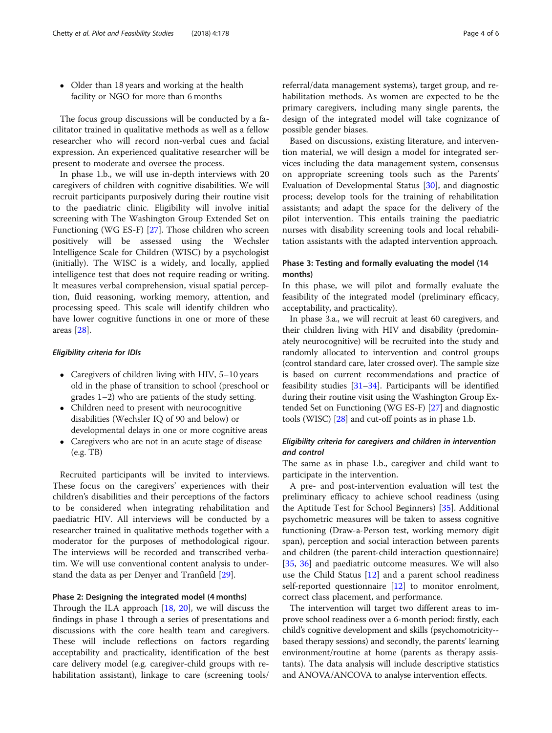- Older than 18 years and working at the health facility or NGO for more than 6 months

The focus group discussions will be conducted by a facilitator trained in qualitative methods as well as a fellow researcher who will record non-verbal cues and facial expression. An experienced qualitative researcher will be present to moderate and oversee the process.

In phase 1.b., we will use in-depth interviews with 20 caregivers of children with cognitive disabilities. We will recruit participants purposively during their routine visit to the paediatric clinic. Eligibility will involve initial screening with The Washington Group Extended Set on Functioning (WG ES-F) [27]. Those children who screen positively will be assessed using the Wechsler Intelligence Scale for Children (WISC) by a psychologist (initially). The WISC is a widely, and locally, applied intelligence test that does not require reading or writing. It measures verbal comprehension, visual spatial perception, fluid reasoning, working memory, attention, and processing speed. This scale will identify children who have lower cognitive functions in one or more of these areas [28].

#### *Eligibility criteria for IDIs*

- Caregivers of children living with HIV, 5–10 years old in the phase of transition to school (preschool or grades 1–2) who are patients of the study setting.
- Children need to present with neurocognitive disabilities (Wechsler IQ of 90 and below) or developmental delays in one or more cognitive areas
- Caregivers who are not in an acute stage of disease (e.g. TB)

Recruited participants will be invited to interviews. These focus on the caregivers' experiences with their children's disabilities and their perceptions of the factors to be considered when integrating rehabilitation and paediatric HIV. All interviews will be conducted by a researcher trained in qualitative methods together with a moderator for the purposes of methodological rigour. The interviews will be recorded and transcribed verbatim. We will use conventional content analysis to understand the data as per Denyer and Tranfield [29].

### Phase 2: Designing the integrated model (4 months)

Through the ILA approach [18, 20], we will discuss the findings in phase 1 through a series of presentations and discussions with the core health team and caregivers. These will include reflections on factors regarding acceptability and practicality, identification of the best care delivery model (e.g. caregiver-child groups with rehabilitation assistant), linkage to care (screening tools/referral/data management systems), target group, and rehabilitation methods. As women are expected to be the primary caregivers, including many single parents, the design of the integrated model will take cognizance of possible gender biases.

Based on discussions, existing literature, and intervention material, we will design a model for integrated services including the data management system, consensus on appropriate screening tools such as the Parents' Evaluation of Developmental Status [30], and diagnostic process; develop tools for the training of rehabilitation assistants; and adapt the space for the delivery of the pilot intervention. This entails training the paediatric nurses with disability screening tools and local rehabilitation assistants with the adapted intervention approach.

### Phase 3: Testing and formally evaluating the model (14 months)

In this phase, we will pilot and formally evaluate the feasibility of the integrated model (preliminary efficacy, acceptability, and practicality).

In phase 3.a., we will recruit at least 60 caregivers, and their children living with HIV and disability (predominately neurocognitive) will be recruited into the study and randomly allocated to intervention and control groups (control standard care, later crossed over). The sample size is based on current recommendations and practice of feasibility studies [31–34]. Participants will be identified during their routine visit using the Washington Group Extended Set on Functioning (WG ES-F) [27] and diagnostic tools (WISC) [28] and cut-off points as in phase 1.b.

#### *Eligibility criteria for caregivers and children in intervention and control*

The same as in phase 1.b., caregiver and child want to participate in the intervention.

A pre- and post-intervention evaluation will test the preliminary efficacy to achieve school readiness (using the Aptitude Test for School Beginners) [35]. Additional psychometric measures will be taken to assess cognitive functioning (Draw-a-Person test, working memory digit span), perception and social interaction between parents and children (the parent-child interaction questionnaire) [35, 36] and paediatric outcome measures. We will also use the Child Status [12] and a parent school readiness self-reported questionnaire [12] to monitor enrolment, correct class placement, and performance.

The intervention will target two different areas to improve school readiness over a 6-month period: firstly, each child's cognitive development and skills (psychomotricity--based therapy sessions) and secondly, the parents' learning environment/routine at home (parents as therapy assistants). The data analysis will include descriptive statistics and ANOVA/ANCOVA to analyse intervention effects.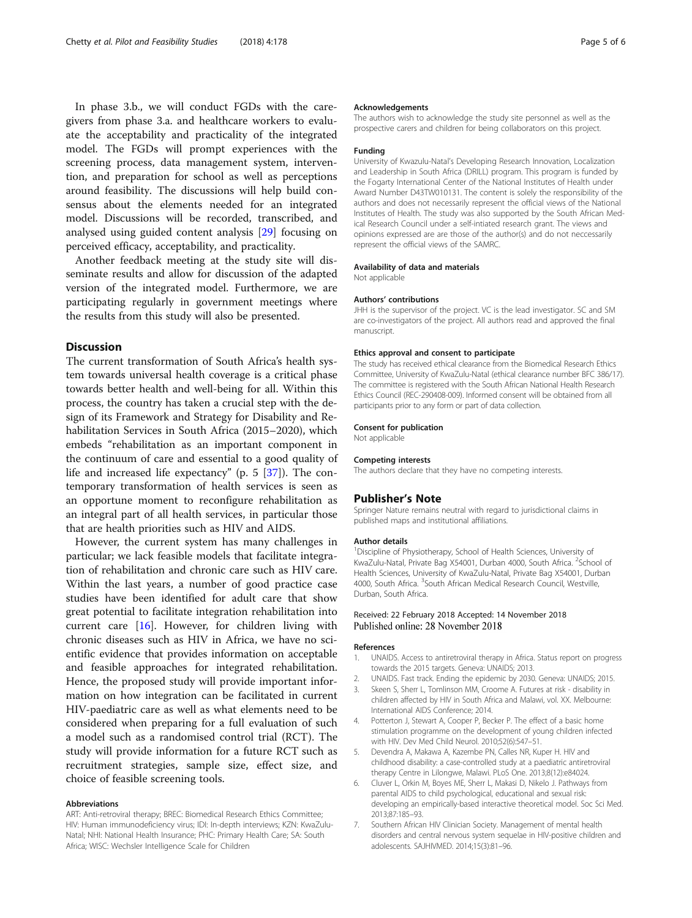In phase 3.b., we will conduct FGDs with the caregivers from phase 3.a. and healthcare workers to evaluate the acceptability and practicality of the integrated model. The FGDs will prompt experiences with the screening process, data management system, intervention, and preparation for school as well as perceptions around feasibility. The discussions will help build consensus about the elements needed for an integrated model. Discussions will be recorded, transcribed, and analysed using guided content analysis [29] focusing on perceived efficacy, acceptability, and practicality.

Another feedback meeting at the study site will disseminate results and allow for discussion of the adapted version of the integrated model. Furthermore, we are participating regularly in government meetings where the results from this study will also be presented.

## Discussion

The current transformation of South Africa's health system towards universal health coverage is a critical phase towards better health and well-being for all. Within this process, the country has taken a crucial step with the design of its Framework and Strategy for Disability and Rehabilitation Services in South Africa (2015–2020), which embeds "rehabilitation as an important component in the continuum of care and essential to a good quality of life and increased life expectancy" (p. 5 [37]). The contemporary transformation of health services is seen as an opportune moment to reconfigure rehabilitation as an integral part of all health services, in particular those that are health priorities such as HIV and AIDS.

However, the current system has many challenges in particular; we lack feasible models that facilitate integration of rehabilitation and chronic care such as HIV care. Within the last years, a number of good practice case studies have been identified for adult care that show great potential to facilitate integration rehabilitation into current care [16]. However, for children living with chronic diseases such as HIV in Africa, we have no scientific evidence that provides information on acceptable and feasible approaches for integrated rehabilitation. Hence, the proposed study will provide important information on how integration can be facilitated in current HIV-paediatric care as well as what elements need to be considered when preparing for a full evaluation of such a model such as a randomised control trial (RCT). The study will provide information for a future RCT such as recruitment strategies, sample size, effect size, and choice of feasible screening tools.

#### Abbreviations

ART: Anti-retroviral therapy; BREC: Biomedical Research Ethics Committee; HIV: Human immunodeficiency virus; IDI: In-depth interviews; KZN: KwaZulu-Natal; NHI: National Health Insurance; PHC: Primary Health Care; SA: South Africa; WISC: Wechsler Intelligence Scale for Children

#### Acknowledgements

The authors wish to acknowledge the study site personnel as well as the prospective carers and children for being collaborators on this project.

#### Funding

University of Kwazulu-Natal's Developing Research Innovation, Localization and Leadership in South Africa (DRILL) program. This program is funded by the Fogarty International Center of the National Institutes of Health under Award Number D43TW010131. The content is solely the responsibility of the authors and does not necessarily represent the official views of the National Institutes of Health. The study was also supported by the South African Medical Research Council under a self-intiated research grant. The views and opinions expressed are are those of the author(s) and do not neccessarily represent the official views of the SAMRC.

#### Availability of data and materials

Not applicable

#### Authors' contributions

JHH is the supervisor of the project. VC is the lead investigator. SC and SM are co-investigators of the project. All authors read and approved the final manuscript.

#### Ethics approval and consent to participate

The study has received ethical clearance from the Biomedical Research Ethics Committee, University of KwaZulu-Natal (ethical clearance number BFC 386/17). The committee is registered with the South African National Health Research Ethics Council (REC-290408-009). Informed consent will be obtained from all participants prior to any form or part of data collection.

#### Consent for publication

Not applicable

#### Competing interests

The authors declare that they have no competing interests.

## Publisher's Note

Springer Nature remains neutral with regard to jurisdictional claims in published maps and institutional affiliations.

#### Author details

[1]Discipline of Physiotherapy, School of Health Sciences, University of KwaZulu-Natal, Private Bag X54001, Durban 4000, South Africa. [2]School of Health Sciences, University of KwaZulu-Natal, Private Bag X54001, Durban 4000, South Africa. [3]South African Medical Research Council, Westville, Durban, South Africa.

Received: 22 February 2018 Accepted: 14 November 2018
Published online: 28 November 2018

#### References

1. UNAIDS. Access to antiretroviral therapy in Africa. Status report on progress towards the 2015 targets. Geneva: UNAIDS; 2013.
2. UNAIDS. Fast track. Ending the epidemic by 2030. Geneva: UNAIDS; 2015.
3. Skeen S, Sherr L, Tomlinson MM, Croome A. Futures at risk - disability in children affected by HIV in South Africa and Malawi, vol. XX. Melbourne: International AIDS Conference; 2014.
4. Potterton J, Stewart A, Cooper P, Becker P. The effect of a basic home stimulation programme on the development of young children infected with HIV. Dev Med Child Neurol. 2010;52(6):547–51.
5. Devendra A, Makawa A, Kazembe PN, Calles NR, Kuper H. HIV and childhood disability: a case-controlled study at a paediatric antiretroviral therapy Centre in Lilongwe, Malawi. PLoS One. 2013;8(12):e84024.
6. Cluver L, Orkin M, Boyes ME, Sherr L, Makasi D, Nikelo J. Pathways from parental AIDS to child psychological, educational and sexual risk: developing an empirically-based interactive theoretical model. Soc Sci Med. 2013;87:185–93.
7. Southern African HIV Clinician Society. Management of mental health disorders and central nervous system sequelae in HIV-positive children and adolescents. SAJHIVMED. 2014;15(3):81–96.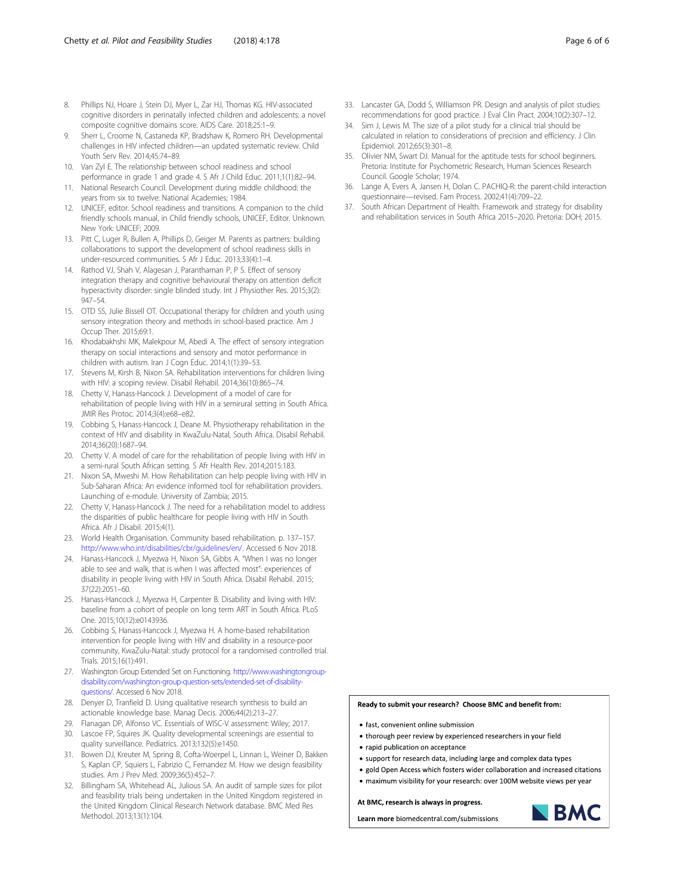8. Phillips NJ, Hoare J, Stein DJ, Myer L, Zar HJ, Thomas KG. HIV-associated cognitive disorders in perinatally infected children and adolescents: a novel composite cognitive domains score. AIDS Care. 2018;25:1–9.
9. Sherr L, Croome N, Castaneda KP, Bradshaw K, Romero RH. Developmental challenges in HIV infected children—an updated systematic review. Child Youth Serv Rev. 2014;45:74–89.
10. Van Zyl E. The relationship between school readiness and school performance in grade 1 and grade 4. S Afr J Child Educ. 2011;1(1):82–94.
11. National Research Council. Development during middle childhood: the years from six to twelve: National Academies; 1984.
12. UNICEF, editor. School readiness and transitions. A companion to the child friendly schools manual, in Child friendly schools, UNICEF, Editor. Unknown. New York: UNICEF; 2009.
13. Pitt C, Luger R, Bullen A, Phillips D, Geiger M. Parents as partners: building collaborations to support the development of school readiness skills in under-resourced communities. S Afr J Educ. 2013;33(4):1–4.
14. Rathod VJ, Shah V, Alagesan J, Paranthaman P, P S. Effect of sensory integration therapy and cognitive behavioural therapy on attention deficit hyperactivity disorder: single blinded study. Int J Physiother Res. 2015;3(2): 947–54.
15. OTD SS, Julie Bissell OT. Occupational therapy for children and youth using sensory integration theory and methods in school-based practice. Am J Occup Ther. 2015;69:1.
16. Khodabakhshi MK, Malekpour M, Abedi A. The effect of sensory integration therapy on social interactions and sensory and motor performance in children with autism. Iran J Cogn Educ. 2014;1(1):39–53.
17. Stevens M, Kirsh B, Nixon SA. Rehabilitation interventions for children living with HIV: a scoping review. Disabil Rehabil. 2014;36(10):865–74.
18. Chetty V, Hanass-Hancock J. Development of a model of care for rehabilitation of people living with HIV in a semirural setting in South Africa. JMIR Res Protoc. 2014;3(4):e68–e82.
19. Cobbing S, Hanass-Hancock J, Deane M. Physiotherapy rehabilitation in the context of HIV and disability in KwaZulu-Natal, South Africa. Disabil Rehabil. 2014;36(20):1687–94.
20. Chetty V. A model of care for the rehabilitation of people living with HIV in a semi-rural South African setting. S Afr Health Rev. 2014;2015:183.
21. Nixon SA, Mweshi M. How Rehabilitation can help people living with HIV in Sub-Saharan Africa: An evidence informed tool for rehabilitation providers. Launching of e-module. University of Zambia; 2015.
22. Chetty V, Hanass-Hancock J. The need for a rehabilitation model to address the disparities of public healthcare for people living with HIV in South Africa. Afr J Disabil. 2015;4(1).
23. World Health Organisation. Community based rehabilitation. p. 137–157. http://www.who.int/disabilities/cbr/guidelines/en/. Accessed 6 Nov 2018.
24. Hanass-Hancock J, Myezwa H, Nixon SA, Gibbs A. "When I was no longer able to see and walk, that is when I was affected most": experiences of disability in people living with HIV in South Africa. Disabil Rehabil. 2015; 37(22):2051–60.
25. Hanass-Hancock J, Myezwa H, Carpenter B. Disability and living with HIV: baseline from a cohort of people on long term ART in South Africa. PLoS One. 2015;10(12):e0143936.
26. Cobbing S, Hanass-Hancock J, Myezwa H. A home-based rehabilitation intervention for people living with HIV and disability in a resource-poor community, KwaZulu-Natal: study protocol for a randomised controlled trial. Trials. 2015;16(1):491.
27. Washington Group Extended Set on Functioning. http://www.washingtongroup-disability.com/washington-group-question-sets/extended-set-of-disability-questions/. Accessed 6 Nov 2018.
28. Denyer D, Tranfield D. Using qualitative research synthesis to build an actionable knowledge base. Manag Decis. 2006;44(2):213–27.
29. Flanagan DP, Alfonso VC. Essentials of WISC-V assessment: Wiley; 2017.
30. Lascoe FP, Squires JK. Quality developmental screenings are essential to quality surveillance. Pediatrics. 2013;132(5):e1450.
31. Bowen DJ, Kreuter M, Spring B, Cofta-Woerpel L, Linnan L, Weiner D, Bakken S, Kaplan CP, Squiers L, Fabrizio C, Fernandez M. How we design feasibility studies. Am J Prev Med. 2009;36(5):452–7.
32. Billingham SA, Whitehead AL, Julious SA. An audit of sample sizes for pilot and feasibility trials being undertaken in the United Kingdom registered in the United Kingdom Clinical Research Network database. BMC Med Res Methodol. 2013;13(1):104.
33. Lancaster GA, Dodd S, Williamson PR. Design and analysis of pilot studies: recommendations for good practice. J Eval Clin Pract. 2004;10(2):307–12.
34. Sim J, Lewis M. The size of a pilot study for a clinical trial should be calculated in relation to considerations of precision and efficiency. J Clin Epidemiol. 2012;65(3):301–8.
35. Olivier NM, Swart DJ. Manual for the aptitude tests for school beginners. Pretoria: Institute for Psychometric Research, Human Sciences Research Council. Google Scholar; 1974.
36. Lange A, Evers A, Jansen H, Dolan C. PACHIQ-R: the parent-child interaction questionnaire—revised. Fam Process. 2002;41(4):709–22.
37. South African Department of Health. Framework and strategy for disability and rehabilitation services in South Africa 2015–2020. Pretoria: DOH; 2015.

**Ready to submit your research? Choose BMC and benefit from:**

- fast, convenient online submission
- thorough peer review by experienced researchers in your field
- rapid publication on acceptance
- support for research data, including large and complex data types
- gold Open Access which fosters wider collaboration and increased citations
- maximum visibility for your research: over 100M website views per year

**At BMC, research is always in progress.**

**Learn more** biomedcentral.com/submissions

BMC